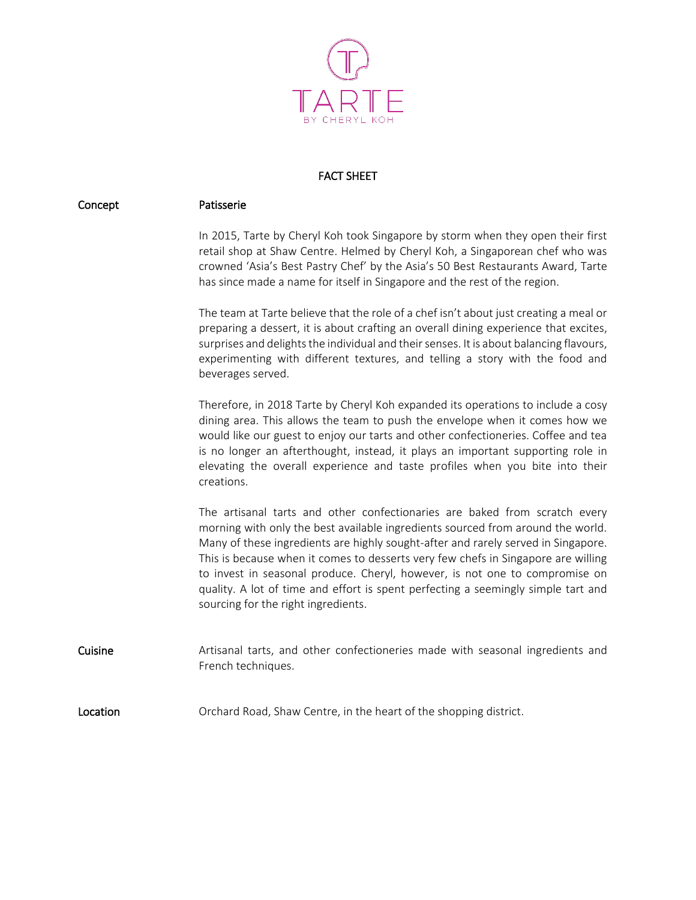TARTE

BY CHERYL KOH

# FACT SHEET

**Concept** **Patisserie**

In 2015, Tarte by Cheryl Koh took Singapore by storm when they open their first retail shop at Shaw Centre. Helmed by Cheryl Koh, a Singaporean chef who was crowned 'Asia's Best Pastry Chef' by the Asia's 50 Best Restaurants Award, Tarte has since made a name for itself in Singapore and the rest of the region.

The team at Tarte believe that the role of a chef isn't about just creating a meal or preparing a dessert, it is about crafting an overall dining experience that excites, surprises and delights the individual and their senses. It is about balancing flavours, experimenting with different textures, and telling a story with the food and beverages served.

Therefore, in 2018 Tarte by Cheryl Koh expanded its operations to include a cosy dining area. This allows the team to push the envelope when it comes how we would like our guest to enjoy our tarts and other confectioneries. Coffee and tea is no longer an afterthought, instead, it plays an important supporting role in elevating the overall experience and taste profiles when you bite into their creations.

The artisanal tarts and other confectionaries are baked from scratch every morning with only the best available ingredients sourced from around the world. Many of these ingredients are highly sought-after and rarely served in Singapore. This is because when it comes to desserts very few chefs in Singapore are willing to invest in seasonal produce. Cheryl, however, is not one to compromise on quality. A lot of time and effort is spent perfecting a seemingly simple tart and sourcing for the right ingredients.

**Cuisine** Artisanal tarts, and other confectioneries made with seasonal ingredients and French techniques.

**Location** Orchard Road, Shaw Centre, in the heart of the shopping district.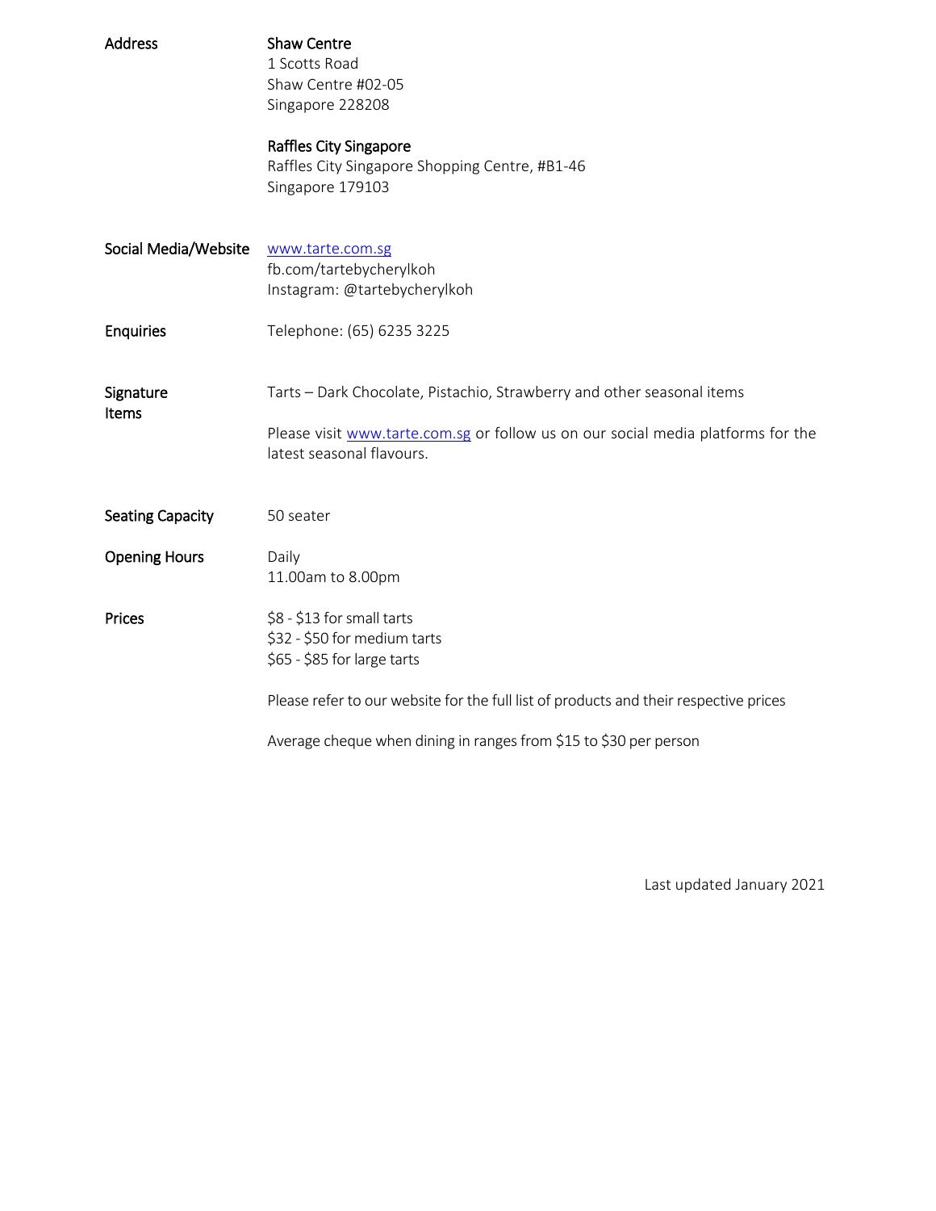| | |
|---|---|
| **Address** | **Shaw Centre**<br>1 Scotts Road<br>Shaw Centre #02-05<br>Singapore 228208<br><br>**Raffles City Singapore**<br>Raffles City Singapore Shopping Centre, #B1-46<br>Singapore 179103 |
| **Social Media/Website** | [www.tarte.com.sg](http://www.tarte.com.sg)<br>fb.com/tartebycherylkoh<br>Instagram: @tartebycherylkoh |
| **Enquiries** | Telephone: (65) 6235 3225 |
| **Signature Items** | Tarts – Dark Chocolate, Pistachio, Strawberry and other seasonal items<br><br>Please visit [www.tarte.com.sg](http://www.tarte.com.sg) or follow us on our social media platforms for the latest seasonal flavours. |
| **Seating Capacity** | 50 seater |
| **Opening Hours** | Daily<br>11.00am to 8.00pm |
| **Prices** | $8 - $13 for small tarts<br>$32 - $50 for medium tarts<br>$65 - $85 for large tarts<br><br>Please refer to our website for the full list of products and their respective prices<br><br>Average cheque when dining in ranges from $15 to $30 per person |

Last updated January 2021